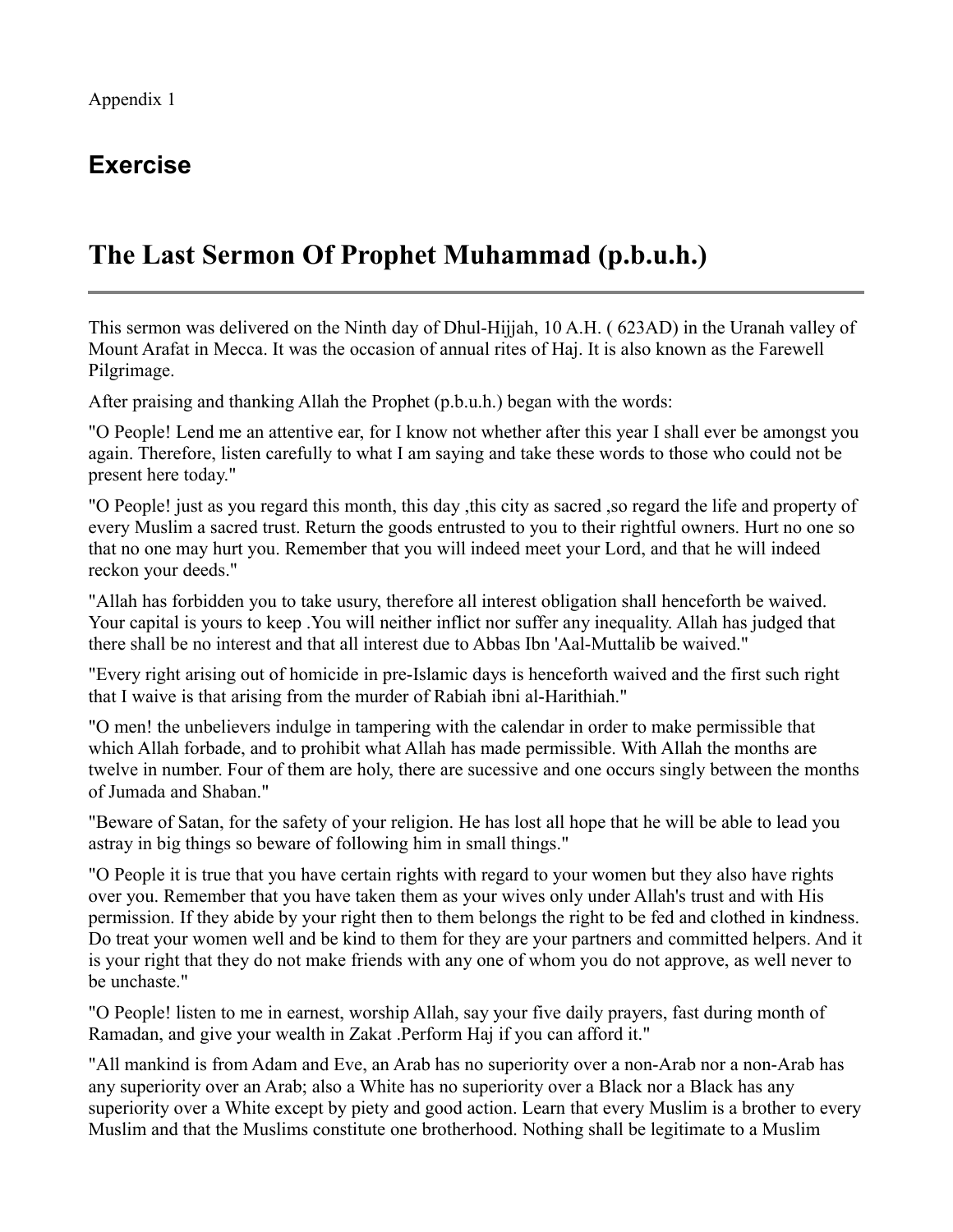Appendix 1

## Exercise

# The Last Sermon Of Prophet Muhammad (p.b.u.h.)

---

This sermon was delivered on the Ninth day of Dhul-Hijjah, 10 A.H. ( 623AD) in the Uranah valley of Mount Arafat in Mecca. It was the occasion of annual rites of Haj. It is also known as the Farewell Pilgrimage.

After praising and thanking Allah the Prophet (p.b.u.h.) began with the words:

"O People! Lend me an attentive ear, for I know not whether after this year I shall ever be amongst you again. Therefore, listen carefully to what I am saying and take these words to those who could not be present here today."

"O People! just as you regard this month, this day ,this city as sacred ,so regard the life and property of every Muslim a sacred trust. Return the goods entrusted to you to their rightful owners. Hurt no one so that no one may hurt you. Remember that you will indeed meet your Lord, and that he will indeed reckon your deeds."

"Allah has forbidden you to take usury, therefore all interest obligation shall henceforth be waived. Your capital is yours to keep .You will neither inflict nor suffer any inequality. Allah has judged that there shall be no interest and that all interest due to Abbas Ibn 'Aal-Muttalib be waived."

"Every right arising out of homicide in pre-Islamic days is henceforth waived and the first such right that I waive is that arising from the murder of Rabiah ibni al-Harithiah."

"O men! the unbelievers indulge in tampering with the calendar in order to make permissible that which Allah forbade, and to prohibit what Allah has made permissible. With Allah the months are twelve in number. Four of them are holy, there are sucessive and one occurs singly between the months of Jumada and Shaban."

"Beware of Satan, for the safety of your religion. He has lost all hope that he will be able to lead you astray in big things so beware of following him in small things."

"O People it is true that you have certain rights with regard to your women but they also have rights over you. Remember that you have taken them as your wives only under Allah's trust and with His permission. If they abide by your right then to them belongs the right to be fed and clothed in kindness. Do treat your women well and be kind to them for they are your partners and committed helpers. And it is your right that they do not make friends with any one of whom you do not approve, as well never to be unchaste."

"O People! listen to me in earnest, worship Allah, say your five daily prayers, fast during month of Ramadan, and give your wealth in Zakat .Perform Haj if you can afford it."

"All mankind is from Adam and Eve, an Arab has no superiority over a non-Arab nor a non-Arab has any superiority over an Arab; also a White has no superiority over a Black nor a Black has any superiority over a White except by piety and good action. Learn that every Muslim is a brother to every Muslim and that the Muslims constitute one brotherhood. Nothing shall be legitimate to a Muslim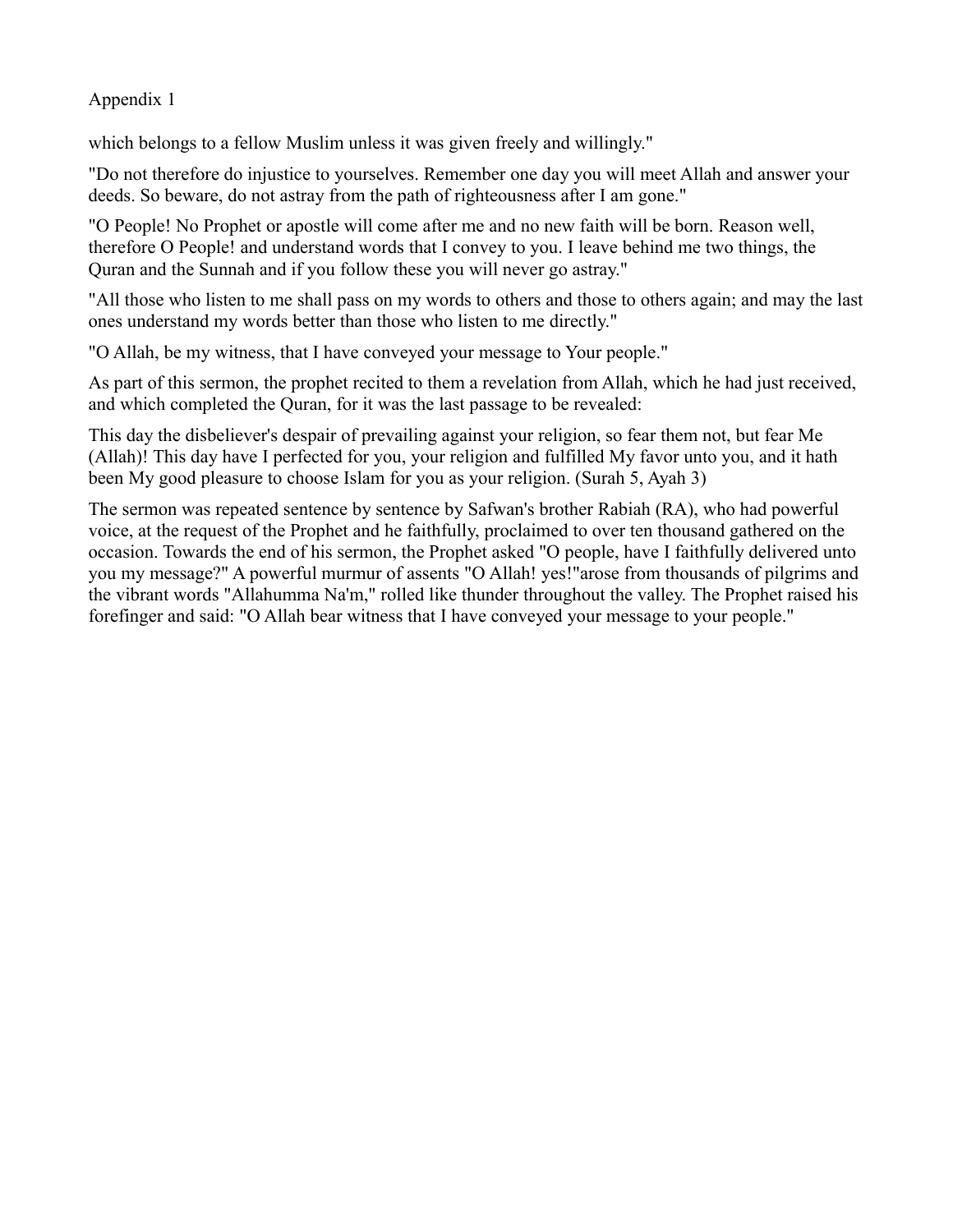Appendix 1

which belongs to a fellow Muslim unless it was given freely and willingly."

"Do not therefore do injustice to yourselves. Remember one day you will meet Allah and answer your deeds. So beware, do not astray from the path of righteousness after I am gone."

"O People! No Prophet or apostle will come after me and no new faith will be born. Reason well, therefore O People! and understand words that I convey to you. I leave behind me two things, the Quran and the Sunnah and if you follow these you will never go astray."

"All those who listen to me shall pass on my words to others and those to others again; and may the last ones understand my words better than those who listen to me directly."

"O Allah, be my witness, that I have conveyed your message to Your people."

As part of this sermon, the prophet recited to them a revelation from Allah, which he had just received, and which completed the Quran, for it was the last passage to be revealed:

This day the disbeliever's despair of prevailing against your religion, so fear them not, but fear Me (Allah)! This day have I perfected for you, your religion and fulfilled My favor unto you, and it hath been My good pleasure to choose Islam for you as your religion. (Surah 5, Ayah 3)

The sermon was repeated sentence by sentence by Safwan's brother Rabiah (RA), who had powerful voice, at the request of the Prophet and he faithfully, proclaimed to over ten thousand gathered on the occasion. Towards the end of his sermon, the Prophet asked "O people, have I faithfully delivered unto you my message?" A powerful murmur of assents "O Allah! yes!"arose from thousands of pilgrims and the vibrant words "Allahumma Na'm," rolled like thunder throughout the valley. The Prophet raised his forefinger and said: "O Allah bear witness that I have conveyed your message to your people."